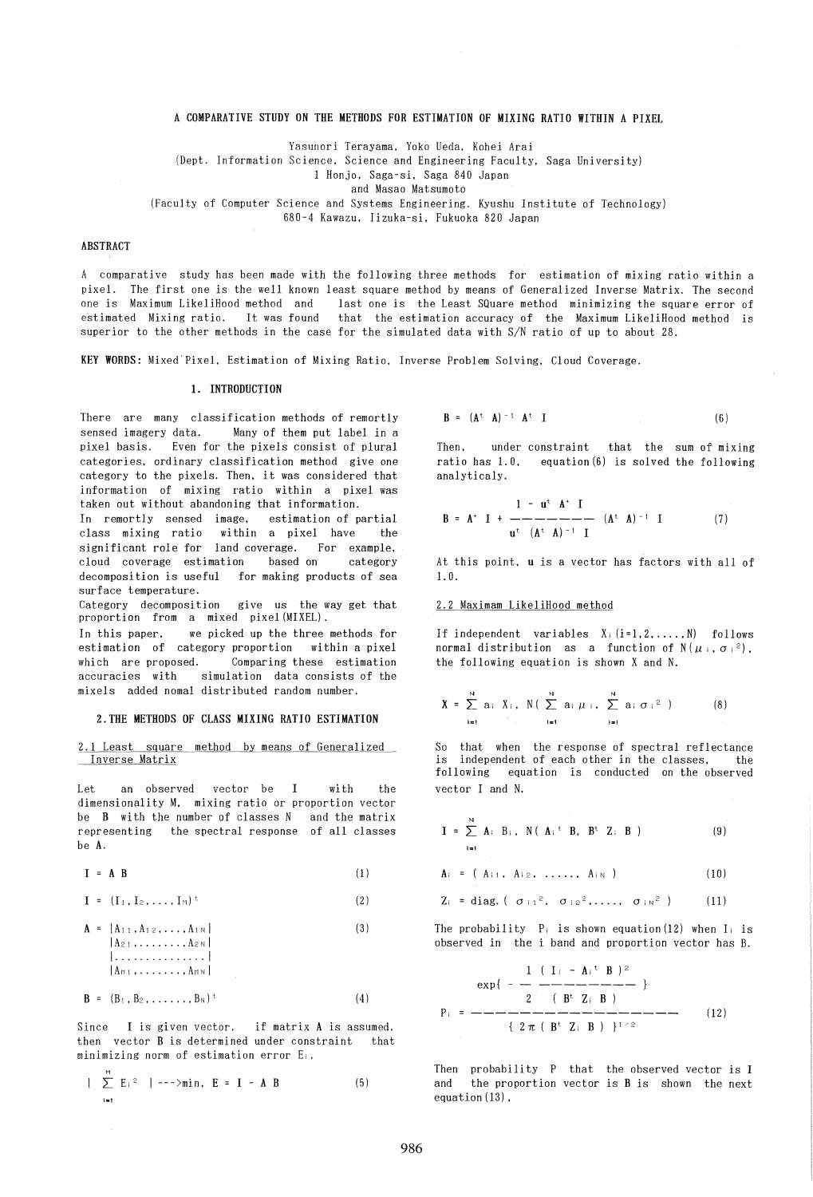# A COMPARATIVE STUDY ON THE METHODS FOR ESTIMATION OF MIXING RATIO WITHIN A PIXEL

Yasunori Terayama, Yoko Ueda, Kohei Arai
(Dept. Information Science, Science and Engineering Faculty, Saga University)
1 Honjo, Saga-si, Saga 840 Japan
and Masao Matsumoto
(Faculty of Computer Science and Systems Engineering, Kyushu Institute of Technology)
680-4 Kawazu, Iizuka-si, Fukuoka 820 Japan

## ABSTRACT

A comparative study has been made with the following three methods for estimation of mixing ratio within a pixel. The first one is the well known least square method by means of Generalized Inverse Matrix. The second one is Maximum LikeliHood method and last one is the Least SQuare method minimizing the square error of estimated Mixing ratio. It was found that the estimation accuracy of the Maximum LikeliHood method is superior to the other methods in the case for the simulated data with S/N ratio of up to about 28.

**KEY WORDS:** Mixed Pixel, Estimation of Mixing Ratio, Inverse Problem Solving, Cloud Coverage.

## 1. INTRODUCTION

There are many classification methods of remortly sensed imagery data. Many of them put label in a pixel basis. Even for the pixels consist of plural categories, ordinary classification method give one category to the pixels. Then, it was considered that information of mixing ratio within a pixel was taken out without abandoning that information.

In remortly sensed image, estimation of partial class mixing ratio within a pixel have the significant role for land coverage. For example, cloud coverage estimation based on category decomposition is useful for making products of sea surface temperature.

Category decomposition give us the way get that proportion from a mixed pixel(MIXEL).

In this paper, we picked up the three methods for estimation of category proportion within a pixel which are proposed. Comparing these estimation accuracies with simulation data consists of the mixels added nomal distributed random number.

## 2. THE METHODS OF CLASS MIXING RATIO ESTIMATION

### 2.1 Least square method by means of Generalized Inverse Matrix

Let an observed vector be I with the dimensionality M, mixing ratio or proportion vector be B with the number of classes N and the matrix representing the spectral response of all classes be A.

$$I = A B \tag{1}$$

$$I = (I_1, I_2, \ldots, I_M)^t \tag{2}$$

$$A = \begin{vmatrix} A_{11}, A_{12}, \ldots, A_{1N} \\ A_{21}, \ldots\ldots, A_{2N} \\ \ldots\ldots\ldots \\ A_{M1}, \ldots\ldots, A_{MN} \end{vmatrix} \tag{3}$$

$$B = (B_1, B_2, \ldots\ldots, B_N)^t \tag{4}$$

Since I is given vector, if matrix A is assumed, then vector B is determined under constraint that minimizing norm of estimation error $E_i$.

$$\left| \sum_{i=1}^{M} E_i^2 \right| \text{--->min}, \quad E = I - A B \tag{5}$$

$$B = (A^t A)^{-1} A^t I \tag{6}$$

Then, under constraint that the sum of mixing ratio has 1.0, equation(6) is solved the following analyticaly.

$$B = A^+ I + \frac{1 - u^t A^+ I}{u^t (A^t A)^{-1} I} (A^t A)^{-1} I \tag{7}$$

At this point, **u** is a vector has factors with all of 1.0.

### 2.2 Maximam LikeliHood method

If independent variables $X_i$ (i=1,2,.....,N) follows normal distribution as a function of $N(\mu_i, \sigma_i^2)$, the following equation is shown X and N.

$$X = \sum_{i=1}^{N} a_i X_i, \quad N\left( \sum_{i=1}^{N} a_i \mu_i, \sum_{i=1}^{N} a_i \sigma_i^2 \right) \tag{8}$$

So that when the response of spectral reflectance is independent of each other in the classes, the following equation is conducted on the observed vector I and N.

$$I = \sum_{i=1}^{N} A_i B_i, \quad N( A_i^t B, B^t Z_i B ) \tag{9}$$

$$A_i = ( A_{i1}, A_{i2}, \ldots\ldots, A_{iN} ) \tag{10}$$

$$Z_i = \text{diag.}( \sigma_{i1}^2, \sigma_{i2}^2, \ldots\ldots, \sigma_{iN}^2 ) \tag{11}$$

The probability $P_i$ is shown equation(12) when $I_i$ is observed in the i band and proportion vector has B.

$$P_i = \frac{\exp\left\{ -\frac{1}{2} \frac{( I_i - A_i^t B )^2}{( B^t Z_i B )} \right\}}{\{ 2\pi ( B^t Z_i B ) \}^{1/2}} \tag{12}$$

Then probability P that the observed vector is I and the proportion vector is B is shown the next equation(13).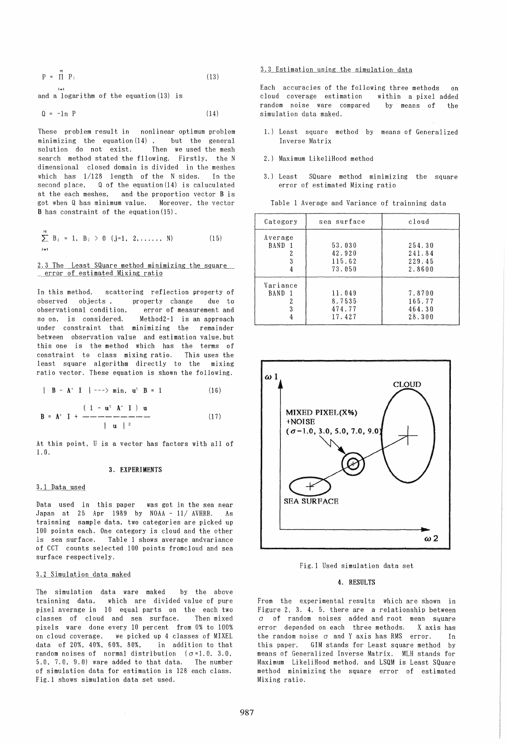$$P = \prod_{i=1}^{N} P_i \qquad (13)$$

and a logarithm of the equation(13) is

$$Q = -\ln P \qquad (14)$$

These problem result in nonlinear optimum problem minimizing the equation(14) , but the general solution do not exist. Then we used the mesh search method stated the fllowing. Firstly, the N dimensional closed domain is divided in the meshes which has 1/128 length of the N sides. In the second place, Q of the equation(14) is caluculated at the each meshes, and the proportion vector B is got when Q has minimum value. Moreover, the vector B has constraint of the equation(15).

$$\sum_{j=1}^{N} B_j = 1,\ B_j > 0\ (j=1,\ 2,\ldots\ldots,\ N) \qquad (15)$$

### 2.3 The Least SQuare method minimizing the square error of estimated Mixing ratio

In this method, scattering reflection property of observed objects , property change due to observational condition, error of measurement and so on, is considered. Method2-1 is an approach under constraint that minimizing the remainder between observation value and estimation value.but this one is the method which has the terms of constraint to class mixing ratio. This uses the least square algorithm directly to the mixing ratio vector. These equation is shown the following.

$$|\ B - A^{+} I\ | \dashrightarrow \min,\ u^{t} B = 1 \qquad (16)$$

$$B = A^{+} I + \frac{(1 - u^{t} A^{+} I)\ u}{|\ u\ |^{2}} \qquad (17)$$

At this point, U is a vector has factors with all of 1.0.

## 3. EXPERIMENTS

### 3.1 Data used

Data used in this paper was got in the sea near Japan at 25 Apr 1989 by NOAA - 11/ AVHRR. As trainning sample data, two categories are picked up 100 points each. One category is cloud and the other is sea surface. Table 1 shows average andvariance of CCT counts selected 100 points fromcloud and sea surface respectively.

### 3.2 Simulation data maked

The simulation data ware maked by the above trainning data, which are divided value of pure pixel average in 10 equal parts on the each two classes of cloud and sea surface. Then mixed pixels were done every 10 percent from 0% to 100% on cloud coverage. we picked up 4 classes of MIXEL data of 20%, 40%, 60%, 80%, in addition to that random noises of normal distribution ($\sigma$=1.0, 3.0, 5.0, 7.0, 9.0) ware added to that data. The number of simulation data for estimation is 128 each class. Fig.1 shows simulation data set used.

### 3.3 Estimation using the simulation data

Each accuracies of the following three methods on cloud coverage estimation within a pixel added random noise ware compared by means of the simulation data maked.

1.) Least square method by means of Generalized Inverse Matrix

2.) Maximum LikeliHood method

3.) Least SQuare method minimizing the square error of estimated Mixing ratio

Table 1 Average and Variance of trainning data

| Category | sea surface | cloud |
|---|---|---|
| Average | | |
| BAND 1 | 53.030 | 254.30 |
| 2 | 42.920 | 241.84 |
| 3 | 115.62 | 229.45 |
| 4 | 73.050 | 2.8600 |
| Variance | | |
| BAND 1 | 11.049 | 7.8700 |
| 2 | 8.7535 | 165.77 |
| 3 | 474.77 | 464.30 |
| 4 | 17.427 | 28.300 |

Fig.1 Used simulation data set

## 4. RESULTS

From the experimental results which are shown in Figure 2, 3, 4, 5, there are a relationship between $\sigma$ of random noises added and root mean square error depended on each three methods. X axis has the random noise $\sigma$ and Y axis has RMS error. In this paper, GIM stands for Least square method by means of Generalized Inverse Matrix, MLH stands for Maximum LikeliHood method, and LSQM is Least SQuare method minimizing the square error of estimated Mixing ratio.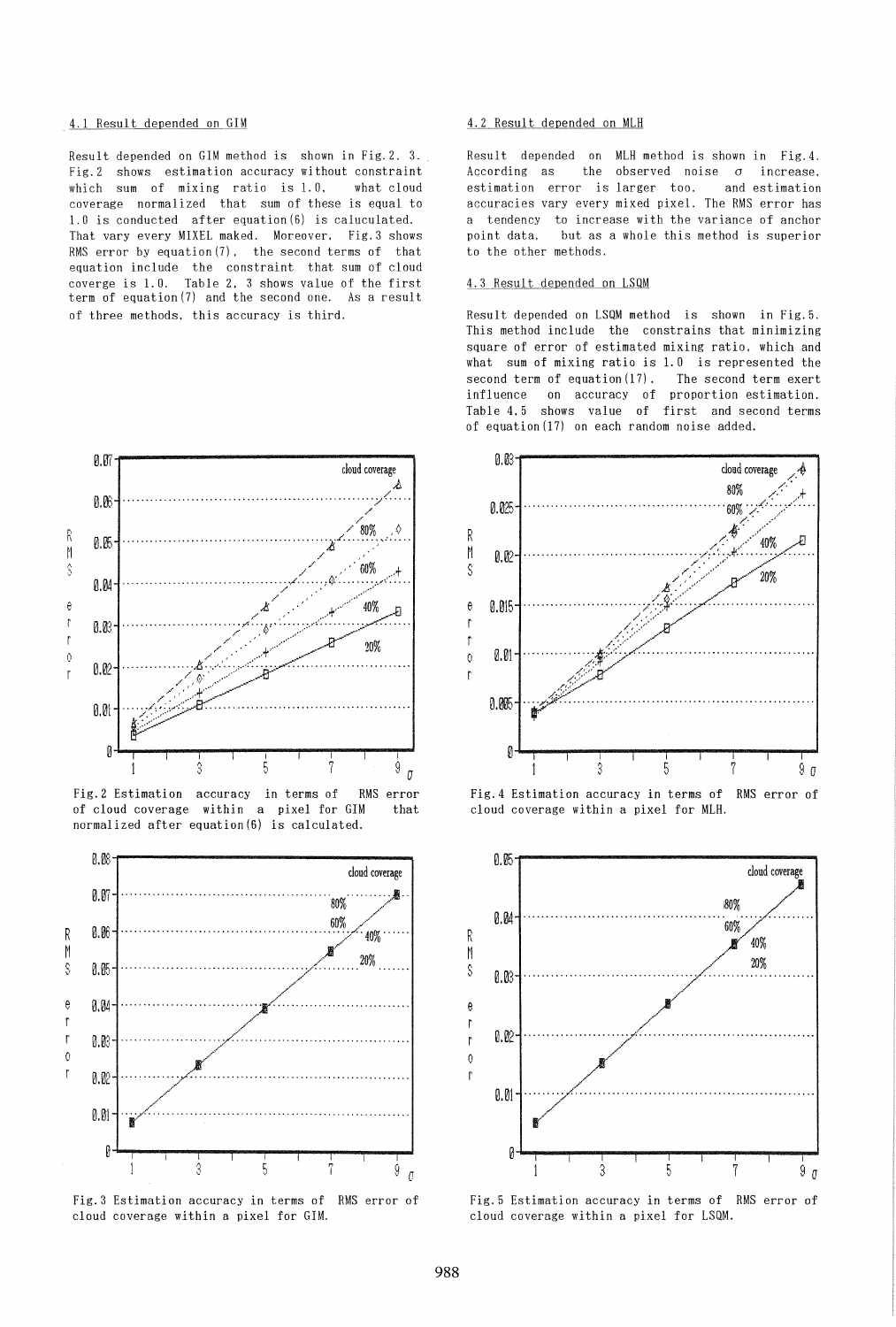#### 4.1 Result depended on GIM

Result depended on GIM method is shown in Fig.2. 3. Fig.2 shows estimation accuracy without constraint which sum of mixing ratio is 1.0, what cloud coverage normalized that sum of these is equal to 1.0 is conducted after equation(6) is caluculated. That vary every MIXEL maked. Moreover, Fig.3 shows RMS error by equation(7), the second terms of that equation include the constraint that sum of cloud coverge is 1.0. Table 2, 3 shows value of the first term of equation(7) and the second one. As a result of three methods, this accuracy is third.

#### 4.2 Result depended on MLH

Result depended on MLH method is shown in Fig.4. According as the observed noise $\sigma$ increase, estimation error is larger too, and estimation accuracies vary every mixed pixel. The RMS error has a tendency to increase with the variance of anchor point data, but as a whole this method is superior to the other methods.

#### 4.3 Result depended on LSQM

Result depended on LSQM method is shown in Fig.5. This method include the constrains that minimizing square of error of estimated mixing ratio, which and what sum of mixing ratio is 1.0 is represented the second term of equation(17). The second term exert influence on accuracy of proportion estimation. Table 4,5 shows value of first and second terms of equation(17) on each random noise added.

Fig.2 Estimation accuracy in terms of RMS error of cloud coverage within a pixel for GIM that normalized after equation(6) is calculated.

Fig.3 Estimation accuracy in terms of RMS error of cloud coverage within a pixel for GIM.

Fig.4 Estimation accuracy in terms of RMS error of cloud coverage within a pixel for MLH.

Fig.5 Estimation accuracy in terms of RMS error of cloud coverage within a pixel for LSQM.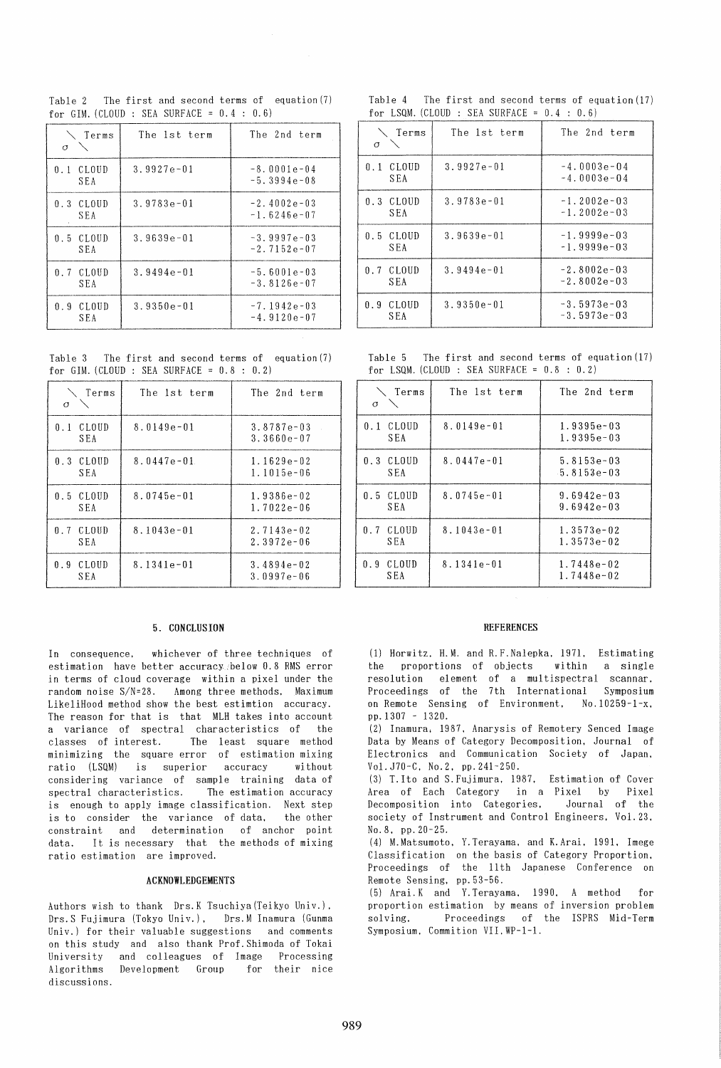Table 2 The first and second terms of equation(7) for GIM. (CLOUD : SEA SURFACE = 0.4 : 0.6)

| $\sigma$ \ Terms | The 1st term | The 2nd term |
|---|---|---|
| 0.1 CLOUD<br>SEA | 3.9927e-01 | -8.0001e-04<br>-5.3994e-08 |
| 0.3 CLOUD<br>SEA | 3.9783e-01 | -2.4002e-03<br>-1.6246e-07 |
| 0.5 CLOUD<br>SEA | 3.9639e-01 | -3.9997e-03<br>-2.7152e-07 |
| 0.7 CLOUD<br>SEA | 3.9494e-01 | -5.6001e-03<br>-3.8126e-07 |
| 0.9 CLOUD<br>SEA | 3.9350e-01 | -7.1942e-03<br>-4.9120e-07 |

Table 3 The first and second terms of equation(7) for GIM. (CLOUD : SEA SURFACE = 0.8 : 0.2)

| $\sigma$ \ Terms | The 1st term | The 2nd term |
|---|---|---|
| 0.1 CLOUD<br>SEA | 8.0149e-01 | 3.8787e-03<br>3.3660e-07 |
| 0.3 CLOUD<br>SEA | 8.0447e-01 | 1.1629e-02<br>1.1015e-06 |
| 0.5 CLOUD<br>SEA | 8.0745e-01 | 1.9386e-02<br>1.7022e-06 |
| 0.7 CLOUD<br>SEA | 8.1043e-01 | 2.7143e-02<br>2.3972e-06 |
| 0.9 CLOUD<br>SEA | 8.1341e-01 | 3.4894e-02<br>3.0997e-06 |

Table 4 The first and second terms of equation(17) for LSQM. (CLOUD : SEA SURFACE = 0.4 : 0.6)

| $\sigma$ \ Terms | The 1st term | The 2nd term |
|---|---|---|
| 0.1 CLOUD<br>SEA | 3.9927e-01 | -4.0003e-04<br>-4.0003e-04 |
| 0.3 CLOUD<br>SEA | 3.9783e-01 | -1.2002e-03<br>-1.2002e-03 |
| 0.5 CLOUD<br>SEA | 3.9639e-01 | -1.9999e-03<br>-1.9999e-03 |
| 0.7 CLOUD<br>SEA | 3.9494e-01 | -2.8002e-03<br>-2.8002e-03 |
| 0.9 CLOUD<br>SEA | 3.9350e-01 | -3.5973e-03<br>-3.5973e-03 |

Table 5 The first and second terms of equation(17) for LSQM. (CLOUD : SEA SURFACE = 0.8 : 0.2)

| $\sigma$ \ Terms | The 1st term | The 2nd term |
|---|---|---|
| 0.1 CLOUD<br>SEA | 8.0149e-01 | 1.9395e-03<br>1.9395e-03 |
| 0.3 CLOUD<br>SEA | 8.0447e-01 | 5.8153e-03<br>5.8153e-03 |
| 0.5 CLOUD<br>SEA | 8.0745e-01 | 9.6942e-03<br>9.6942e-03 |
| 0.7 CLOUD<br>SEA | 8.1043e-01 | 1.3573e-02<br>1.3573e-02 |
| 0.9 CLOUD<br>SEA | 8.1341e-01 | 1.7448e-02<br>1.7448e-02 |

## 5. CONCLUSION

In consequence, whichever of three techniques of estimation have better accuracy below 0.8 RMS error in terms of cloud coverage within a pixel under the random noise S/N=28. Among three methods, Maximum LikeliHood method show the best estimtion accuracy. The reason for that is that MLH takes into account a variance of spectral characteristics of the classes of interest. The least square method minimizing the square error of estimation mixing ratio (LSQM) is superior accuracy without considering variance of sample training data of spectral characteristics. The estimation accuracy is enough to apply image classification. Next step is to consider the variance of data, the other constraint and determination of anchor point data. It is necessary that the methods of mixing ratio estimation are improved.

## ACKNOWLEDGEMENTS

Authors wish to thank Drs.K Tsuchiya(Teikyo Univ.), Drs.S Fujimura (Tokyo Univ.), Drs.M Inamura (Gunma Univ.) for their valuable suggestions and comments on this study and also thank Prof.Shimoda of Tokai University and colleagues of Image Processing Algorithms Development Group for their nice discussions.

## REFERENCES

(1) Horwitz, H.M. and R.F.Nalepka, 1971, Estimating the proportions of objects within a single resolution element of a multispectral scannar, Proceedings of the 7th International Symposium on Remote Sensing of Environment, No.10259-1-x, pp.1307 - 1320.

(2) Inamura, 1987, Anarysis of Remotery Senced Image Data by Means of Category Decomposition, Journal of Electronics and Communication Society of Japan, Vol.J70-C, No.2, pp.241-250.

(3) T.Ito and S.Fujimura, 1987, Estimation of Cover Area of Each Category in a Pixel by Pixel Decomposition into Categories, Journal of the society of Instrument and Control Engineers, Vol.23, No.8, pp.20-25.

(4) M.Matsumoto, Y.Terayama, and K.Arai, 1991, Imege Classification on the basis of Category Proportion, Proceedings of the 11th Japanese Conference on Remote Sensing, pp.53-56.

(5) Arai.K and Y.Terayama, 1990, A method for proportion estimation by means of inversion problem solving, Proceedings of the ISPRS Mid-Term Symposium, Commition VII,WP-1-1.